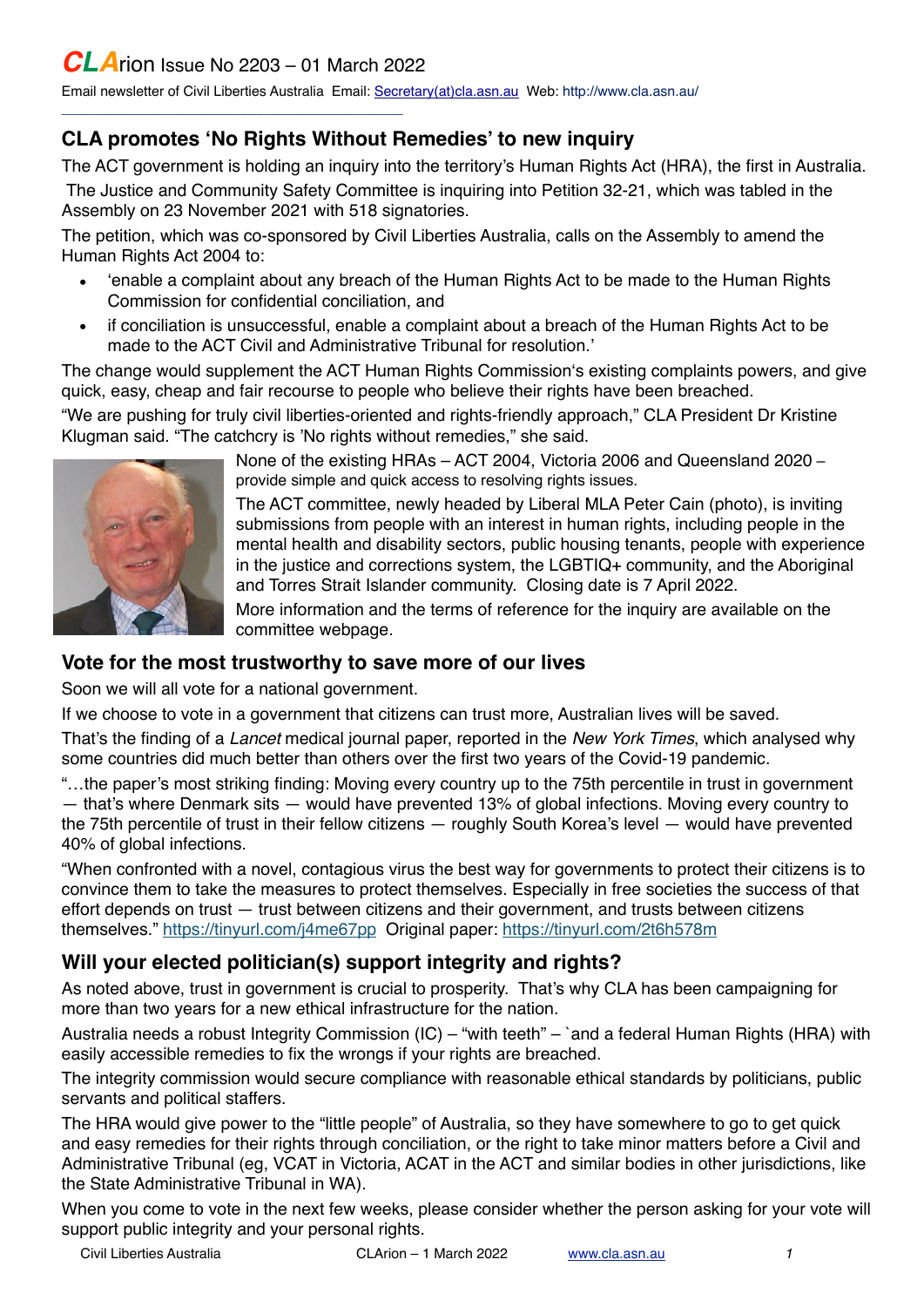# *CLA*rion Issue No 2203 – 01 March 2022

Email newsletter of Civil Liberties Australia Email: Secretary(at)cla.asn.au Web: http://www.cla.asn.au/

## CLA promotes 'No Rights Without Remedies' to new inquiry

The ACT government is holding an inquiry into the territory's Human Rights Act (HRA), the first in Australia.

The Justice and Community Safety Committee is inquiring into Petition 32-21, which was tabled in the Assembly on 23 November 2021 with 518 signatories.

The petition, which was co-sponsored by Civil Liberties Australia, calls on the Assembly to amend the Human Rights Act 2004 to:

- 'enable a complaint about any breach of the Human Rights Act to be made to the Human Rights Commission for confidential conciliation, and
- if conciliation is unsuccessful, enable a complaint about a breach of the Human Rights Act to be made to the ACT Civil and Administrative Tribunal for resolution.'

The change would supplement the ACT Human Rights Commission's existing complaints powers, and give quick, easy, cheap and fair recourse to people who believe their rights have been breached.

"We are pushing for truly civil liberties-oriented and rights-friendly approach," CLA President Dr Kristine Klugman said. "The catchcry is 'No rights without remedies," she said.

None of the existing HRAs – ACT 2004, Victoria 2006 and Queensland 2020 – provide simple and quick access to resolving rights issues.

The ACT committee, newly headed by Liberal MLA Peter Cain (photo), is inviting submissions from people with an interest in human rights, including people in the mental health and disability sectors, public housing tenants, people with experience in the justice and corrections system, the LGBTIQ+ community, and the Aboriginal and Torres Strait Islander community. Closing date is 7 April 2022.

More information and the terms of reference for the inquiry are available on the committee webpage.

## Vote for the most trustworthy to save more of our lives

Soon we will all vote for a national government.

If we choose to vote in a government that citizens can trust more, Australian lives will be saved.

That's the finding of a *Lancet* medical journal paper, reported in the *New York Times*, which analysed why some countries did much better than others over the first two years of the Covid-19 pandemic.

"…the paper's most striking finding: Moving every country up to the 75th percentile in trust in government — that's where Denmark sits — would have prevented 13% of global infections. Moving every country to the 75th percentile of trust in their fellow citizens — roughly South Korea's level — would have prevented 40% of global infections.

"When confronted with a novel, contagious virus the best way for governments to protect their citizens is to convince them to take the measures to protect themselves. Especially in free societies the success of that effort depends on trust — trust between citizens and their government, and trusts between citizens themselves." https://tinyurl.com/j4me67pp Original paper: https://tinyurl.com/2t6h578m

## Will your elected politician(s) support integrity and rights?

As noted above, trust in government is crucial to prosperity. That's why CLA has been campaigning for more than two years for a new ethical infrastructure for the nation.

Australia needs a robust Integrity Commission (IC) – "with teeth" – `and a federal Human Rights (HRA) with easily accessible remedies to fix the wrongs if your rights are breached.

The integrity commission would secure compliance with reasonable ethical standards by politicians, public servants and political staffers.

The HRA would give power to the "little people" of Australia, so they have somewhere to go to get quick and easy remedies for their rights through conciliation, or the right to take minor matters before a Civil and Administrative Tribunal (eg, VCAT in Victoria, ACAT in the ACT and similar bodies in other jurisdictions, like the State Administrative Tribunal in WA).

When you come to vote in the next few weeks, please consider whether the person asking for your vote will support public integrity and your personal rights.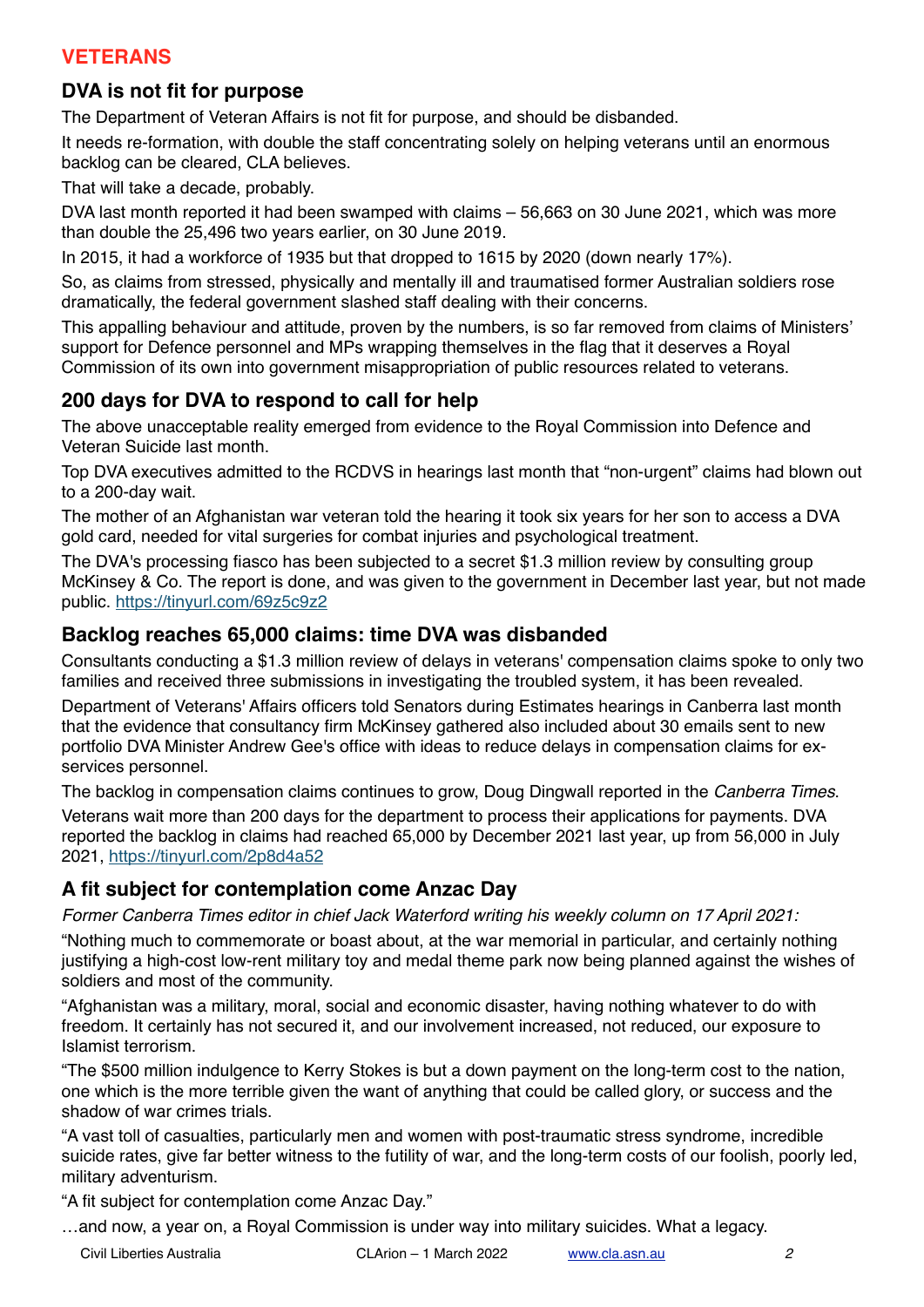## VETERANS

### DVA is not fit for purpose

The Department of Veteran Affairs is not fit for purpose, and should be disbanded.

It needs re-formation, with double the staff concentrating solely on helping veterans until an enormous backlog can be cleared, CLA believes.

That will take a decade, probably.

DVA last month reported it had been swamped with claims – 56,663 on 30 June 2021, which was more than double the 25,496 two years earlier, on 30 June 2019.

In 2015, it had a workforce of 1935 but that dropped to 1615 by 2020 (down nearly 17%).

So, as claims from stressed, physically and mentally ill and traumatised former Australian soldiers rose dramatically, the federal government slashed staff dealing with their concerns.

This appalling behaviour and attitude, proven by the numbers, is so far removed from claims of Ministers' support for Defence personnel and MPs wrapping themselves in the flag that it deserves a Royal Commission of its own into government misappropriation of public resources related to veterans.

### 200 days for DVA to respond to call for help

The above unacceptable reality emerged from evidence to the Royal Commission into Defence and Veteran Suicide last month.

Top DVA executives admitted to the RCDVS in hearings last month that "non-urgent" claims had blown out to a 200-day wait.

The mother of an Afghanistan war veteran told the hearing it took six years for her son to access a DVA gold card, needed for vital surgeries for combat injuries and psychological treatment.

The DVA's processing fiasco has been subjected to a secret $1.3 million review by consulting group McKinsey & Co. The report is done, and was given to the government in December last year, but not made public. https://tinyurl.com/69z5c9z2

### Backlog reaches 65,000 claims: time DVA was disbanded

Consultants conducting a $1.3 million review of delays in veterans' compensation claims spoke to only two families and received three submissions in investigating the troubled system, it has been revealed.

Department of Veterans' Affairs officers told Senators during Estimates hearings in Canberra last month that the evidence that consultancy firm McKinsey gathered also included about 30 emails sent to new portfolio DVA Minister Andrew Gee's office with ideas to reduce delays in compensation claims for ex-services personnel.

The backlog in compensation claims continues to grow, Doug Dingwall reported in the *Canberra Times*.

Veterans wait more than 200 days for the department to process their applications for payments. DVA reported the backlog in claims had reached 65,000 by December 2021 last year, up from 56,000 in July 2021, https://tinyurl.com/2p8d4a52

### A fit subject for contemplation come Anzac Day

*Former Canberra Times editor in chief Jack Waterford writing his weekly column on 17 April 2021:*

"Nothing much to commemorate or boast about, at the war memorial in particular, and certainly nothing justifying a high-cost low-rent military toy and medal theme park now being planned against the wishes of soldiers and most of the community.

"Afghanistan was a military, moral, social and economic disaster, having nothing whatever to do with freedom. It certainly has not secured it, and our involvement increased, not reduced, our exposure to Islamist terrorism.

"The $500 million indulgence to Kerry Stokes is but a down payment on the long-term cost to the nation, one which is the more terrible given the want of anything that could be called glory, or success and the shadow of war crimes trials.

"A vast toll of casualties, particularly men and women with post-traumatic stress syndrome, incredible suicide rates, give far better witness to the futility of war, and the long-term costs of our foolish, poorly led, military adventurism.

"A fit subject for contemplation come Anzac Day."

…and now, a year on, a Royal Commission is under way into military suicides. What a legacy.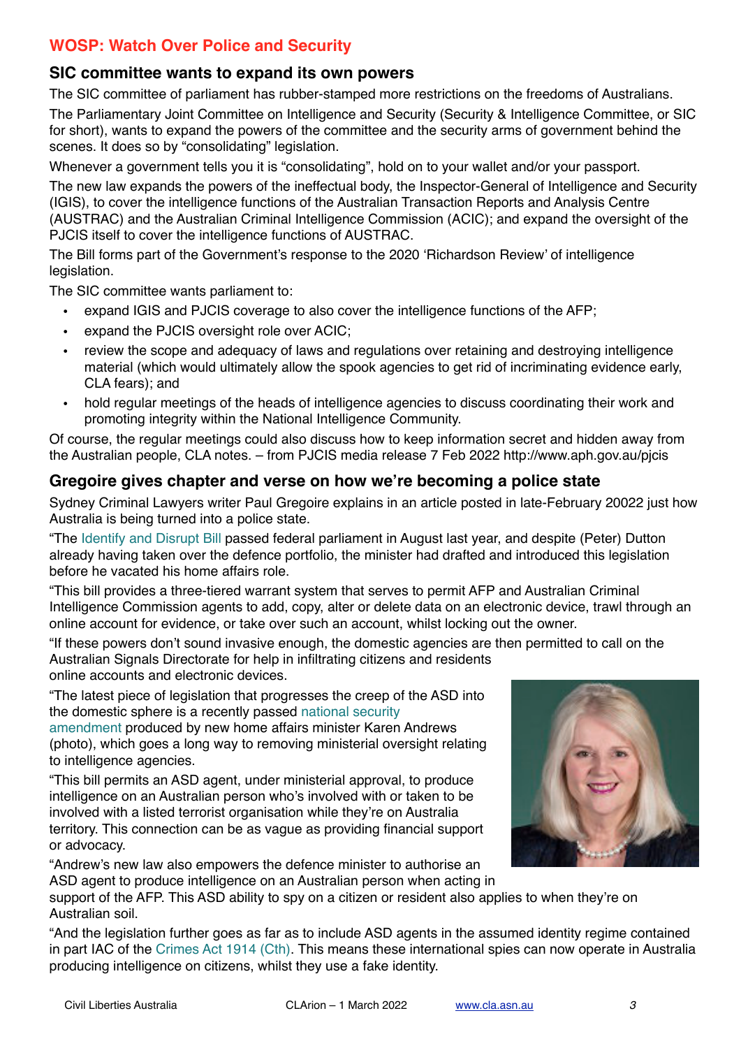## WOSP: Watch Over Police and Security

### SIC committee wants to expand its own powers

The SIC committee of parliament has rubber-stamped more restrictions on the freedoms of Australians.

The Parliamentary Joint Committee on Intelligence and Security (Security & Intelligence Committee, or SIC for short), wants to expand the powers of the committee and the security arms of government behind the scenes. It does so by "consolidating" legislation.

Whenever a government tells you it is "consolidating", hold on to your wallet and/or your passport.

The new law expands the powers of the ineffectual body, the Inspector-General of Intelligence and Security (IGIS), to cover the intelligence functions of the Australian Transaction Reports and Analysis Centre (AUSTRAC) and the Australian Criminal Intelligence Commission (ACIC); and expand the oversight of the PJCIS itself to cover the intelligence functions of AUSTRAC.

The Bill forms part of the Government's response to the 2020 'Richardson Review' of intelligence legislation.

The SIC committee wants parliament to:

- expand IGIS and PJCIS coverage to also cover the intelligence functions of the AFP;
- expand the PJCIS oversight role over ACIC;
- review the scope and adequacy of laws and regulations over retaining and destroying intelligence material (which would ultimately allow the spook agencies to get rid of incriminating evidence early, CLA fears); and
- hold regular meetings of the heads of intelligence agencies to discuss coordinating their work and promoting integrity within the National Intelligence Community.

Of course, the regular meetings could also discuss how to keep information secret and hidden away from the Australian people, CLA notes. – from PJCIS media release 7 Feb 2022 http://www.aph.gov.au/pjcis

### Gregoire gives chapter and verse on how we're becoming a police state

Sydney Criminal Lawyers writer Paul Gregoire explains in an article posted in late-February 20022 just how Australia is being turned into a police state.

"The Identify and Disrupt Bill passed federal parliament in August last year, and despite (Peter) Dutton already having taken over the defence portfolio, the minister had drafted and introduced this legislation before he vacated his home affairs role.

"This bill provides a three-tiered warrant system that serves to permit AFP and Australian Criminal Intelligence Commission agents to add, copy, alter or delete data on an electronic device, trawl through an online account for evidence, or take over such an account, whilst locking out the owner.

"If these powers don't sound invasive enough, the domestic agencies are then permitted to call on the Australian Signals Directorate for help in infiltrating citizens and residents online accounts and electronic devices.

"The latest piece of legislation that progresses the creep of the ASD into the domestic sphere is a recently passed national security amendment produced by new home affairs minister Karen Andrews (photo), which goes a long way to removing ministerial oversight relating to intelligence agencies.

"This bill permits an ASD agent, under ministerial approval, to produce intelligence on an Australian person who's involved with or taken to be involved with a listed terrorist organisation while they're on Australia territory. This connection can be as vague as providing financial support or advocacy.

"Andrew's new law also empowers the defence minister to authorise an ASD agent to produce intelligence on an Australian person when acting in support of the AFP. This ASD ability to spy on a citizen or resident also applies to when they're on Australian soil.

"And the legislation further goes as far as to include ASD agents in the assumed identity regime contained in part IAC of the Crimes Act 1914 (Cth). This means these international spies can now operate in Australia producing intelligence on citizens, whilst they use a fake identity.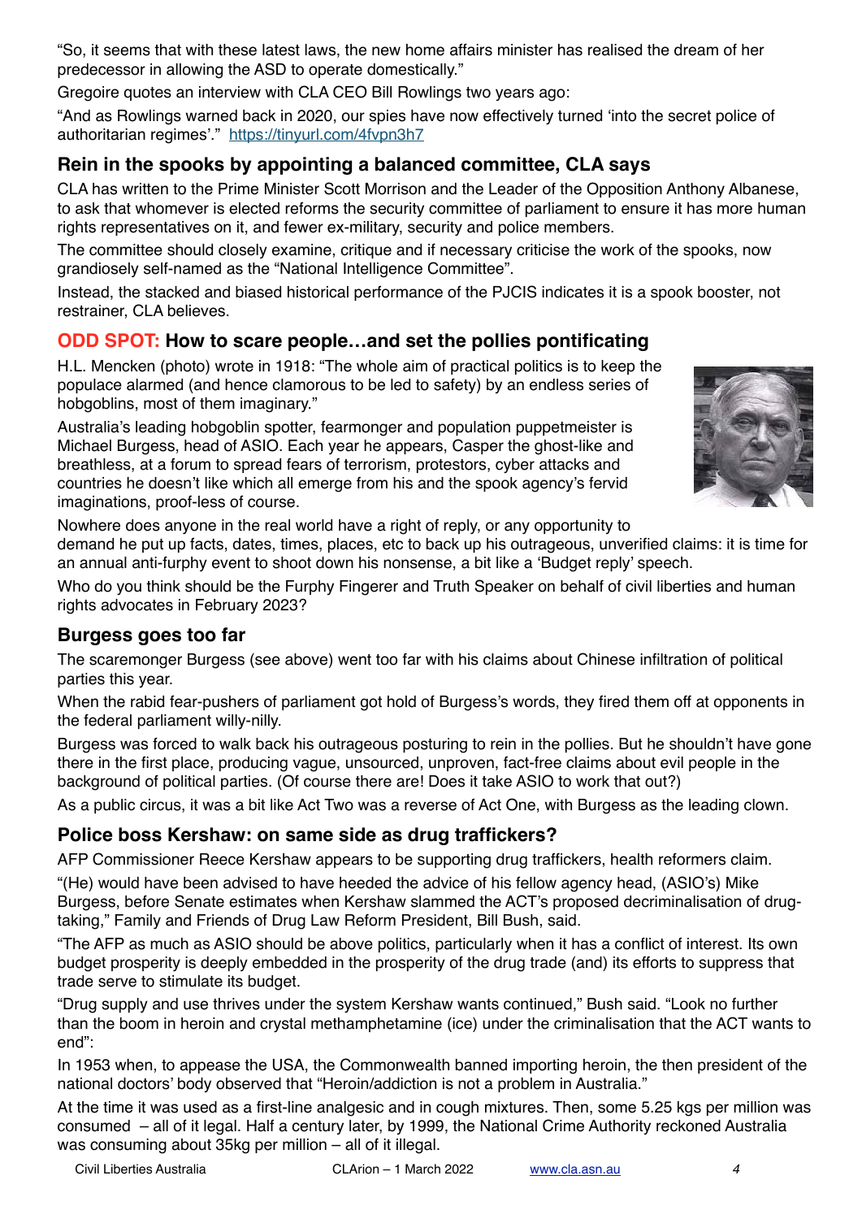"So, it seems that with these latest laws, the new home affairs minister has realised the dream of her predecessor in allowing the ASD to operate domestically."

Gregoire quotes an interview with CLA CEO Bill Rowlings two years ago:

"And as Rowlings warned back in 2020, our spies have now effectively turned 'into the secret police of authoritarian regimes'." https://tinyurl.com/4fvpn3h7

## Rein in the spooks by appointing a balanced committee, CLA says

CLA has written to the Prime Minister Scott Morrison and the Leader of the Opposition Anthony Albanese, to ask that whomever is elected reforms the security committee of parliament to ensure it has more human rights representatives on it, and fewer ex-military, security and police members.

The committee should closely examine, critique and if necessary criticise the work of the spooks, now grandiosely self-named as the "National Intelligence Committee".

Instead, the stacked and biased historical performance of the PJCIS indicates it is a spook booster, not restrainer, CLA believes.

## ODD SPOT: How to scare people…and set the pollies pontificating

H.L. Mencken (photo) wrote in 1918: "The whole aim of practical politics is to keep the populace alarmed (and hence clamorous to be led to safety) by an endless series of hobgoblins, most of them imaginary."

Australia's leading hobgoblin spotter, fearmonger and population puppetmeister is Michael Burgess, head of ASIO. Each year he appears, Casper the ghost-like and breathless, at a forum to spread fears of terrorism, protestors, cyber attacks and countries he doesn't like which all emerge from his and the spook agency's fervid imaginations, proof-less of course.

Nowhere does anyone in the real world have a right of reply, or any opportunity to demand he put up facts, dates, times, places, etc to back up his outrageous, unverified claims: it is time for an annual anti-furphy event to shoot down his nonsense, a bit like a 'Budget reply' speech.

Who do you think should be the Furphy Fingerer and Truth Speaker on behalf of civil liberties and human rights advocates in February 2023?

## Burgess goes too far

The scaremonger Burgess (see above) went too far with his claims about Chinese infiltration of political parties this year.

When the rabid fear-pushers of parliament got hold of Burgess's words, they fired them off at opponents in the federal parliament willy-nilly.

Burgess was forced to walk back his outrageous posturing to rein in the pollies. But he shouldn't have gone there in the first place, producing vague, unsourced, unproven, fact-free claims about evil people in the background of political parties. (Of course there are! Does it take ASIO to work that out?)

As a public circus, it was a bit like Act Two was a reverse of Act One, with Burgess as the leading clown.

## Police boss Kershaw: on same side as drug traffickers?

AFP Commissioner Reece Kershaw appears to be supporting drug traffickers, health reformers claim.

"(He) would have been advised to have heeded the advice of his fellow agency head, (ASIO's) Mike Burgess, before Senate estimates when Kershaw slammed the ACT's proposed decriminalisation of drug-taking," Family and Friends of Drug Law Reform President, Bill Bush, said.

"The AFP as much as ASIO should be above politics, particularly when it has a conflict of interest. Its own budget prosperity is deeply embedded in the prosperity of the drug trade (and) its efforts to suppress that trade serve to stimulate its budget.

"Drug supply and use thrives under the system Kershaw wants continued," Bush said. "Look no further than the boom in heroin and crystal methamphetamine (ice) under the criminalisation that the ACT wants to end":

In 1953 when, to appease the USA, the Commonwealth banned importing heroin, the then president of the national doctors' body observed that "Heroin/addiction is not a problem in Australia."

At the time it was used as a first-line analgesic and in cough mixtures. Then, some 5.25 kgs per million was consumed – all of it legal. Half a century later, by 1999, the National Crime Authority reckoned Australia was consuming about 35kg per million – all of it illegal.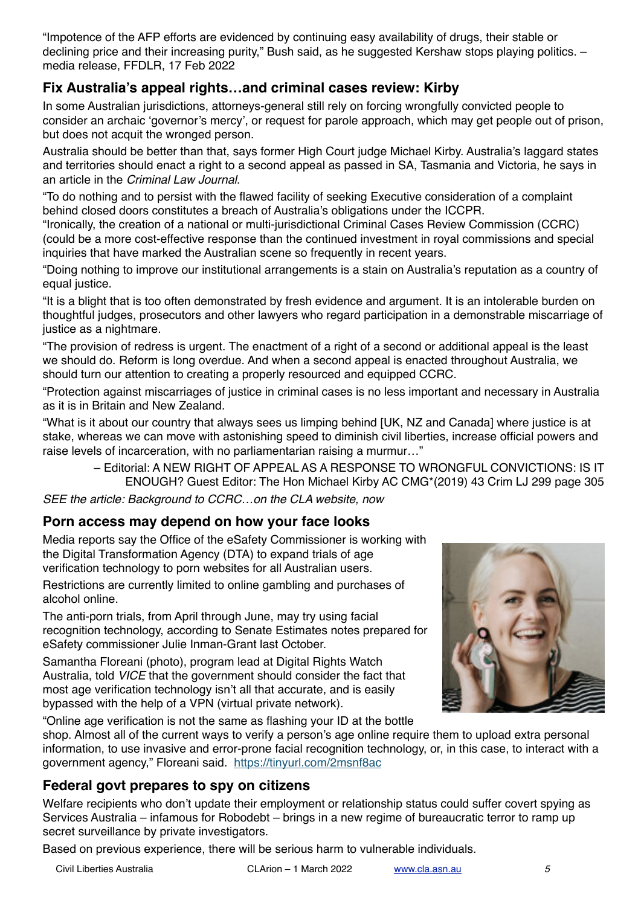"Impotence of the AFP efforts are evidenced by continuing easy availability of drugs, their stable or declining price and their increasing purity," Bush said, as he suggested Kershaw stops playing politics. – media release, FFDLR, 17 Feb 2022

## Fix Australia's appeal rights…and criminal cases review: Kirby

In some Australian jurisdictions, attorneys-general still rely on forcing wrongfully convicted people to consider an archaic 'governor's mercy', or request for parole approach, which may get people out of prison, but does not acquit the wronged person.

Australia should be better than that, says former High Court judge Michael Kirby. Australia's laggard states and territories should enact a right to a second appeal as passed in SA, Tasmania and Victoria, he says in an article in the *Criminal Law Journal*.

"To do nothing and to persist with the flawed facility of seeking Executive consideration of a complaint behind closed doors constitutes a breach of Australia's obligations under the ICCPR.

"Ironically, the creation of a national or multi-jurisdictional Criminal Cases Review Commission (CCRC) (could be a more cost-effective response than the continued investment in royal commissions and special inquiries that have marked the Australian scene so frequently in recent years.

"Doing nothing to improve our institutional arrangements is a stain on Australia's reputation as a country of equal justice.

"It is a blight that is too often demonstrated by fresh evidence and argument. It is an intolerable burden on thoughtful judges, prosecutors and other lawyers who regard participation in a demonstrable miscarriage of justice as a nightmare.

"The provision of redress is urgent. The enactment of a right of a second or additional appeal is the least we should do. Reform is long overdue. And when a second appeal is enacted throughout Australia, we should turn our attention to creating a properly resourced and equipped CCRC.

"Protection against miscarriages of justice in criminal cases is no less important and necessary in Australia as it is in Britain and New Zealand.

"What is it about our country that always sees us limping behind [UK, NZ and Canada] where justice is at stake, whereas we can move with astonishing speed to diminish civil liberties, increase official powers and raise levels of incarceration, with no parliamentarian raising a murmur…"

– Editorial: A NEW RIGHT OF APPEAL AS A RESPONSE TO WRONGFUL CONVICTIONS: IS IT ENOUGH? Guest Editor: The Hon Michael Kirby AC CMG*(2019) 43 Crim LJ 299 page 305

*SEE the article: Background to CCRC…on the CLA website, now*

## Porn access may depend on how your face looks

Media reports say the Office of the eSafety Commissioner is working with the Digital Transformation Agency (DTA) to expand trials of age verification technology to porn websites for all Australian users.

Restrictions are currently limited to online gambling and purchases of alcohol online.

The anti-porn trials, from April through June, may try using facial recognition technology, according to Senate Estimates notes prepared for eSafety commissioner Julie Inman-Grant last October.

Samantha Floreani (photo), program lead at Digital Rights Watch Australia, told *VICE* that the government should consider the fact that most age verification technology isn't all that accurate, and is easily bypassed with the help of a VPN (virtual private network).

"Online age verification is not the same as flashing your ID at the bottle shop. Almost all of the current ways to verify a person's age online require them to upload extra personal information, to use invasive and error-prone facial recognition technology, or, in this case, to interact with a government agency," Floreani said. https://tinyurl.com/2msnf8ac

## Federal govt prepares to spy on citizens

Welfare recipients who don't update their employment or relationship status could suffer covert spying as Services Australia – infamous for Robodebt – brings in a new regime of bureaucratic terror to ramp up secret surveillance by private investigators.

Based on previous experience, there will be serious harm to vulnerable individuals.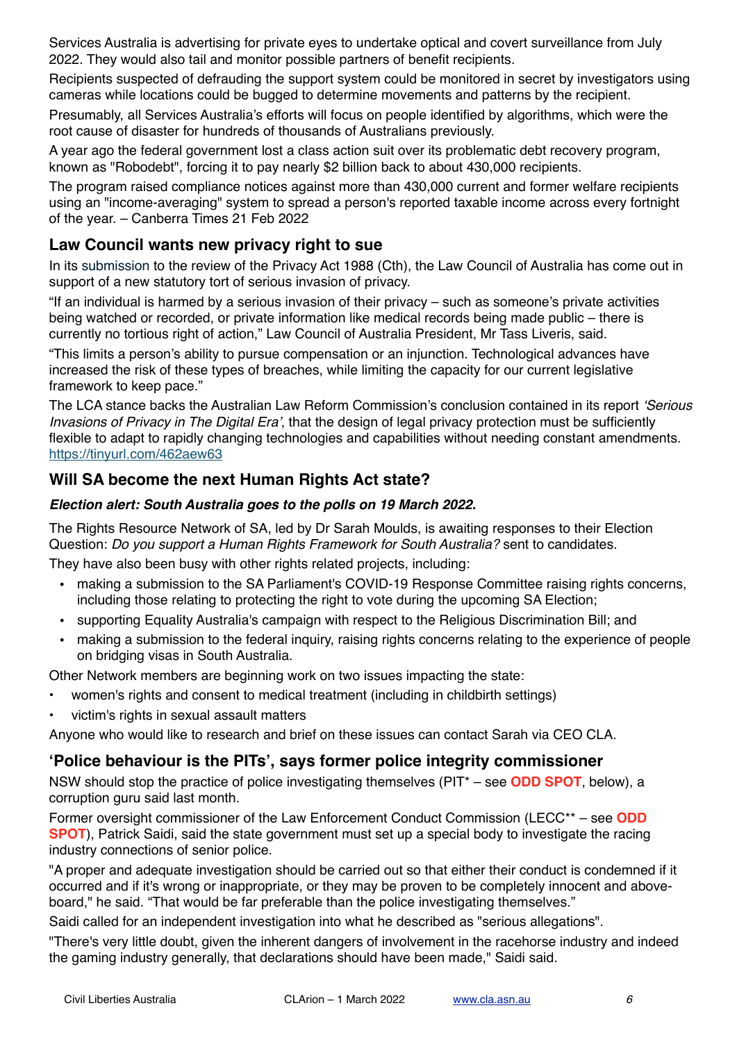Services Australia is advertising for private eyes to undertake optical and covert surveillance from July 2022. They would also tail and monitor possible partners of benefit recipients.

Recipients suspected of defrauding the support system could be monitored in secret by investigators using cameras while locations could be bugged to determine movements and patterns by the recipient.

Presumably, all Services Australia's efforts will focus on people identified by algorithms, which were the root cause of disaster for hundreds of thousands of Australians previously.

A year ago the federal government lost a class action suit over its problematic debt recovery program, known as "Robodebt", forcing it to pay nearly $2 billion back to about 430,000 recipients.

The program raised compliance notices against more than 430,000 current and former welfare recipients using an "income-averaging" system to spread a person's reported taxable income across every fortnight of the year. – Canberra Times 21 Feb 2022

## Law Council wants new privacy right to sue

In its submission to the review of the Privacy Act 1988 (Cth), the Law Council of Australia has come out in support of a new statutory tort of serious invasion of privacy.

"If an individual is harmed by a serious invasion of their privacy – such as someone's private activities being watched or recorded, or private information like medical records being made public – there is currently no tortious right of action," Law Council of Australia President, Mr Tass Liveris, said.

"This limits a person's ability to pursue compensation or an injunction. Technological advances have increased the risk of these types of breaches, while limiting the capacity for our current legislative framework to keep pace."

The LCA stance backs the Australian Law Reform Commission's conclusion contained in its report *'Serious Invasions of Privacy in The Digital Era'*, that the design of legal privacy protection must be sufficiently flexible to adapt to rapidly changing technologies and capabilities without needing constant amendments. https://tinyurl.com/462aew63

## Will SA become the next Human Rights Act state?

***Election alert: South Australia goes to the polls on 19 March 2022.***

The Rights Resource Network of SA, led by Dr Sarah Moulds, is awaiting responses to their Election Question: *Do you support a Human Rights Framework for South Australia?* sent to candidates.

They have also been busy with other rights related projects, including:

- making a submission to the SA Parliament's COVID-19 Response Committee raising rights concerns, including those relating to protecting the right to vote during the upcoming SA Election;
- supporting Equality Australia's campaign with respect to the Religious Discrimination Bill; and
- making a submission to the federal inquiry, raising rights concerns relating to the experience of people on bridging visas in South Australia.

Other Network members are beginning work on two issues impacting the state:

- women's rights and consent to medical treatment (including in childbirth settings)
- victim's rights in sexual assault matters

Anyone who would like to research and brief on these issues can contact Sarah via CEO CLA.

## 'Police behaviour is the PITs', says former police integrity commissioner

NSW should stop the practice of police investigating themselves (PIT* – see **ODD SPOT**, below), a corruption guru said last month.

Former oversight commissioner of the Law Enforcement Conduct Commission (LECC** – see **ODD SPOT**), Patrick Saidi, said the state government must set up a special body to investigate the racing industry connections of senior police.

"A proper and adequate investigation should be carried out so that either their conduct is condemned if it occurred and if it's wrong or inappropriate, or they may be proven to be completely innocent and above-board," he said. "That would be far preferable than the police investigating themselves."

Saidi called for an independent investigation into what he described as "serious allegations".

"There's very little doubt, given the inherent dangers of involvement in the racehorse industry and indeed the gaming industry generally, that declarations should have been made," Saidi said.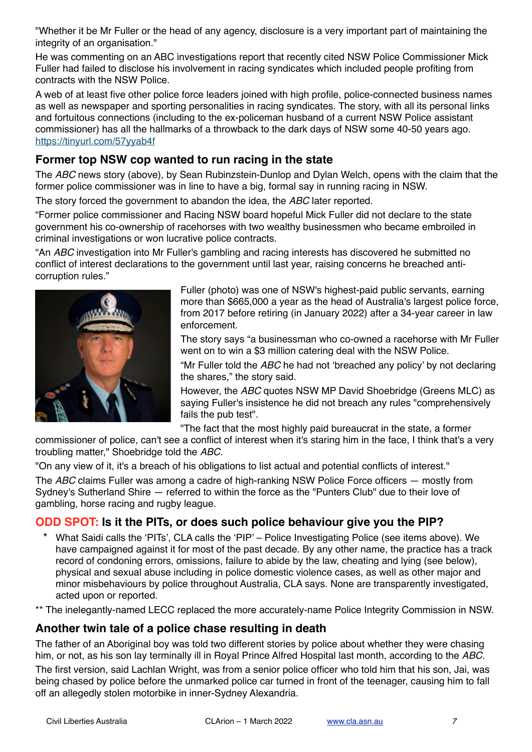"Whether it be Mr Fuller or the head of any agency, disclosure is a very important part of maintaining the integrity of an organisation."

He was commenting on an ABC investigations report that recently cited NSW Police Commissioner Mick Fuller had failed to disclose his involvement in racing syndicates which included people profiting from contracts with the NSW Police.

A web of at least five other police force leaders joined with high profile, police-connected business names as well as newspaper and sporting personalities in racing syndicates. The story, with all its personal links and fortuitous connections (including to the ex-policeman husband of a current NSW Police assistant commissioner) has all the hallmarks of a throwback to the dark days of NSW some 40-50 years ago. https://tinyurl.com/57yyab4f

## Former top NSW cop wanted to run racing in the state

The *ABC* news story (above), by Sean Rubinzstein-Dunlop and Dylan Welch, opens with the claim that the former police commissioner was in line to have a big, formal say in running racing in NSW.

The story forced the government to abandon the idea, the *ABC* later reported.

"Former police commissioner and Racing NSW board hopeful Mick Fuller did not declare to the state government his co-ownership of racehorses with two wealthy businessmen who became embroiled in criminal investigations or won lucrative police contracts.

"An *ABC* investigation into Mr Fuller's gambling and racing interests has discovered he submitted no conflict of interest declarations to the government until last year, raising concerns he breached anti-corruption rules."

Fuller (photo) was one of NSW's highest-paid public servants, earning more than $665,000 a year as the head of Australia's largest police force, from 2017 before retiring (in January 2022) after a 34-year career in law enforcement.

The story says "a businessman who co-owned a racehorse with Mr Fuller went on to win a $3 million catering deal with the NSW Police.

"Mr Fuller told the *ABC* he had not 'breached any policy' by not declaring the shares," the story said.

However, the *ABC* quotes NSW MP David Shoebridge (Greens MLC) as saying Fuller's insistence he did not breach any rules "comprehensively fails the pub test".

"The fact that the most highly paid bureaucrat in the state, a former commissioner of police, can't see a conflict of interest when it's staring him in the face, I think that's a very troubling matter," Shoebridge told the *ABC*.

"On any view of it, it's a breach of his obligations to list actual and potential conflicts of interest."

The *ABC* claims Fuller was among a cadre of high-ranking NSW Police Force officers — mostly from Sydney's Sutherland Shire — referred to within the force as the "Punters Club" due to their love of gambling, horse racing and rugby league.

## ODD SPOT: Is it the PITs, or does such police behaviour give you the PIP?

\* What Saidi calls the 'PITs', CLA calls the 'PIP' – Police Investigating Police (see items above). We have campaigned against it for most of the past decade. By any other name, the practice has a track record of condoning errors, omissions, failure to abide by the law, cheating and lying (see below), physical and sexual abuse including in police domestic violence cases, as well as other major and minor misbehaviours by police throughout Australia, CLA says. None are transparently investigated, acted upon or reported.

\*\* The inelegantly-named LECC replaced the more accurately-name Police Integrity Commission in NSW.

## Another twin tale of a police chase resulting in death

The father of an Aboriginal boy was told two different stories by police about whether they were chasing him, or not, as his son lay terminally ill in Royal Prince Alfred Hospital last month, according to the *ABC*.

The first version, said Lachlan Wright, was from a senior police officer who told him that his son, Jai, was being chased by police before the unmarked police car turned in front of the teenager, causing him to fall off an allegedly stolen motorbike in inner-Sydney Alexandria.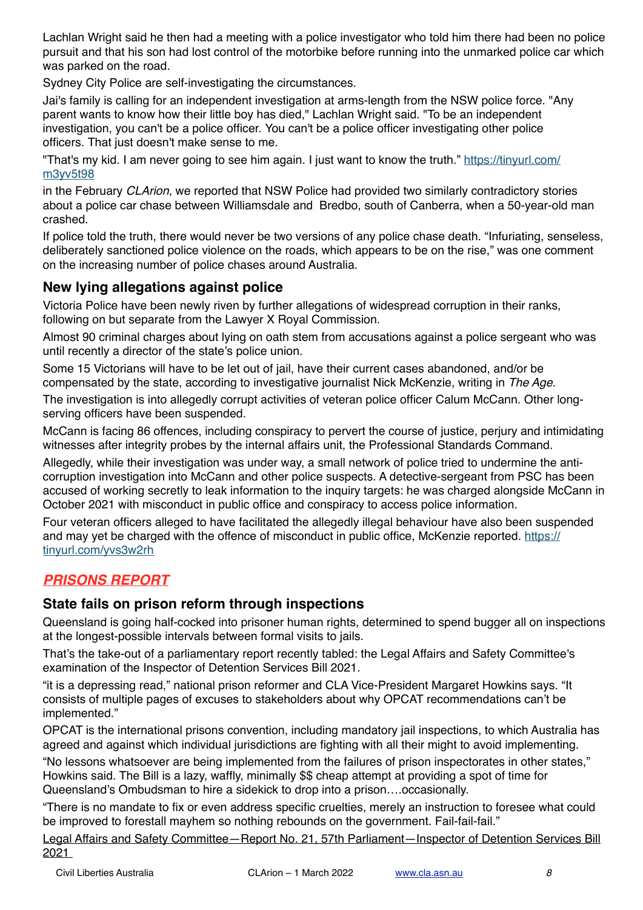Lachlan Wright said he then had a meeting with a police investigator who told him there had been no police pursuit and that his son had lost control of the motorbike before running into the unmarked police car which was parked on the road.

Sydney City Police are self-investigating the circumstances.

Jai's family is calling for an independent investigation at arms-length from the NSW police force. "Any parent wants to know how their little boy has died," Lachlan Wright said. "To be an independent investigation, you can't be a police officer. You can't be a police officer investigating other police officers. That just doesn't make sense to me.

"That's my kid. I am never going to see him again. I just want to know the truth." https://tinyurl.com/m3yv5t98

in the February *CLArion*, we reported that NSW Police had provided two similarly contradictory stories about a police car chase between Williamsdale and Bredbo, south of Canberra, when a 50-year-old man crashed.

If police told the truth, there would never be two versions of any police chase death. "Infuriating, senseless, deliberately sanctioned police violence on the roads, which appears to be on the rise," was one comment on the increasing number of police chases around Australia.

### New lying allegations against police

Victoria Police have been newly riven by further allegations of widespread corruption in their ranks, following on but separate from the Lawyer X Royal Commission.

Almost 90 criminal charges about lying on oath stem from accusations against a police sergeant who was until recently a director of the state's police union.

Some 15 Victorians will have to be let out of jail, have their current cases abandoned, and/or be compensated by the state, according to investigative journalist Nick McKenzie, writing in *The Age*.

The investigation is into allegedly corrupt activities of veteran police officer Calum McCann. Other long-serving officers have been suspended.

McCann is facing 86 offences, including conspiracy to pervert the course of justice, perjury and intimidating witnesses after integrity probes by the internal affairs unit, the Professional Standards Command.

Allegedly, while their investigation was under way, a small network of police tried to undermine the anti-corruption investigation into McCann and other police suspects. A detective-sergeant from PSC has been accused of working secretly to leak information to the inquiry targets: he was charged alongside McCann in October 2021 with misconduct in public office and conspiracy to access police information.

Four veteran officers alleged to have facilitated the allegedly illegal behaviour have also been suspended and may yet be charged with the offence of misconduct in public office, McKenzie reported. https://tinyurl.com/yvs3w2rh

## *PRISONS REPORT*

### State fails on prison reform through inspections

Queensland is going half-cocked into prisoner human rights, determined to spend bugger all on inspections at the longest-possible intervals between formal visits to jails.

That's the take-out of a parliamentary report recently tabled: the Legal Affairs and Safety Committee's examination of the Inspector of Detention Services Bill 2021.

"it is a depressing read," national prison reformer and CLA Vice-President Margaret Howkins says. "It consists of multiple pages of excuses to stakeholders about why OPCAT recommendations can't be implemented."

OPCAT is the international prisons convention, including mandatory jail inspections, to which Australia has agreed and against which individual jurisdictions are fighting with all their might to avoid implementing.

"No lessons whatsoever are being implemented from the failures of prison inspectorates in other states," Howkins said. The Bill is a lazy, waffly, minimally $$ cheap attempt at providing a spot of time for Queensland's Ombudsman to hire a sidekick to drop into a prison….occasionally.

"There is no mandate to fix or even address specific cruelties, merely an instruction to foresee what could be improved to forestall mayhem so nothing rebounds on the government. Fail-fail-fail."

Legal Affairs and Safety Committee—Report No. 21, 57th Parliament—Inspector of Detention Services Bill 2021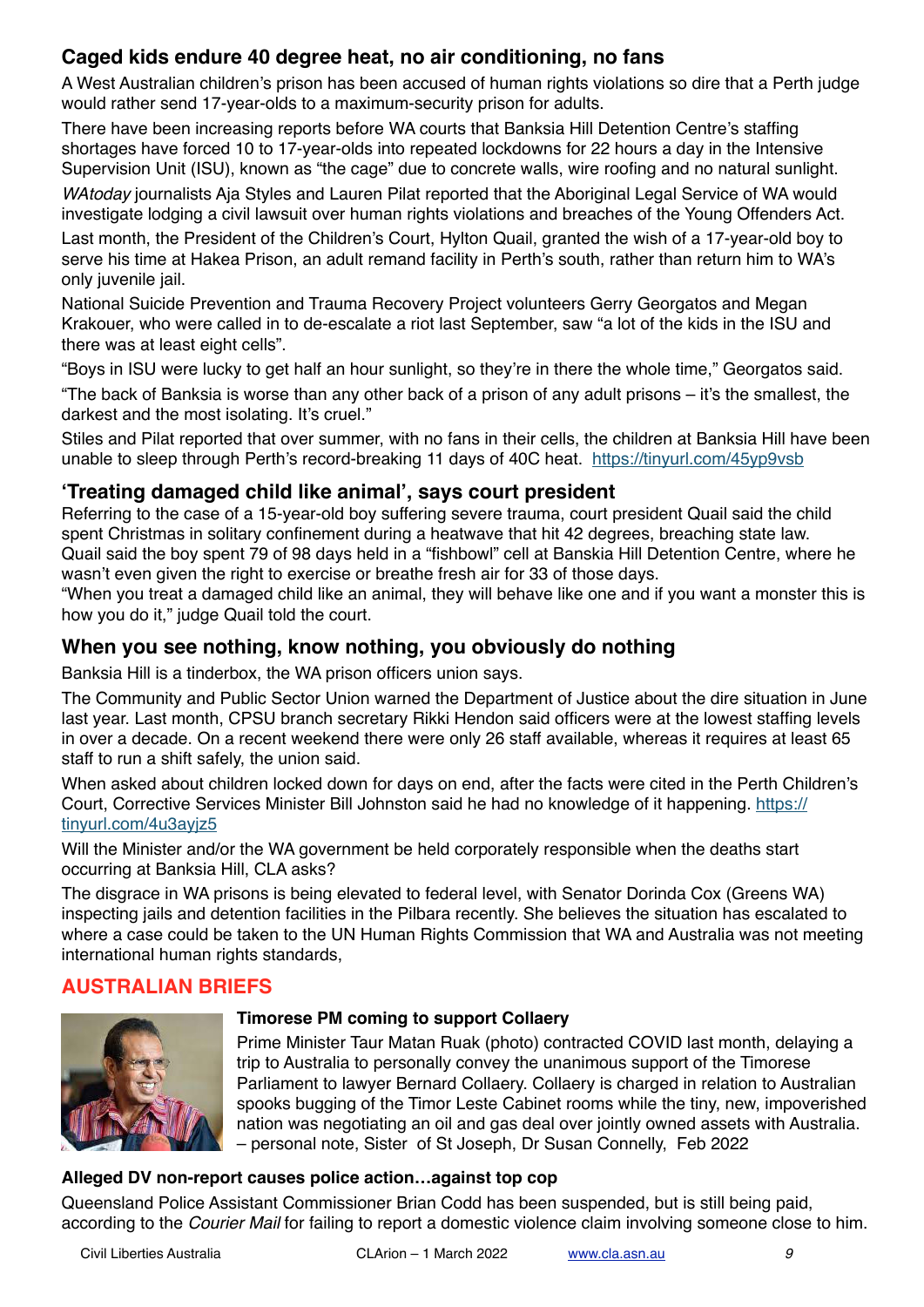## Caged kids endure 40 degree heat, no air conditioning, no fans

A West Australian children's prison has been accused of human rights violations so dire that a Perth judge would rather send 17-year-olds to a maximum-security prison for adults.

There have been increasing reports before WA courts that Banksia Hill Detention Centre's staffing shortages have forced 10 to 17-year-olds into repeated lockdowns for 22 hours a day in the Intensive Supervision Unit (ISU), known as "the cage" due to concrete walls, wire roofing and no natural sunlight.

*WAtoday* journalists Aja Styles and Lauren Pilat reported that the Aboriginal Legal Service of WA would investigate lodging a civil lawsuit over human rights violations and breaches of the Young Offenders Act.

Last month, the President of the Children's Court, Hylton Quail, granted the wish of a 17-year-old boy to serve his time at Hakea Prison, an adult remand facility in Perth's south, rather than return him to WA's only juvenile jail.

National Suicide Prevention and Trauma Recovery Project volunteers Gerry Georgatos and Megan Krakouer, who were called in to de-escalate a riot last September, saw "a lot of the kids in the ISU and there was at least eight cells".

"Boys in ISU were lucky to get half an hour sunlight, so they're in there the whole time," Georgatos said.

"The back of Banksia is worse than any other back of a prison of any adult prisons – it's the smallest, the darkest and the most isolating. It's cruel."

Stiles and Pilat reported that over summer, with no fans in their cells, the children at Banksia Hill have been unable to sleep through Perth's record-breaking 11 days of 40C heat. https://tinyurl.com/45yp9vsb

## 'Treating damaged child like animal', says court president

Referring to the case of a 15-year-old boy suffering severe trauma, court president Quail said the child spent Christmas in solitary confinement during a heatwave that hit 42 degrees, breaching state law. Quail said the boy spent 79 of 98 days held in a "fishbowl" cell at Banskia Hill Detention Centre, where he wasn't even given the right to exercise or breathe fresh air for 33 of those days.

"When you treat a damaged child like an animal, they will behave like one and if you want a monster this is how you do it," judge Quail told the court.

## When you see nothing, know nothing, you obviously do nothing

Banksia Hill is a tinderbox, the WA prison officers union says.

The Community and Public Sector Union warned the Department of Justice about the dire situation in June last year. Last month, CPSU branch secretary Rikki Hendon said officers were at the lowest staffing levels in over a decade. On a recent weekend there were only 26 staff available, whereas it requires at least 65 staff to run a shift safely, the union said.

When asked about children locked down for days on end, after the facts were cited in the Perth Children's Court, Corrective Services Minister Bill Johnston said he had no knowledge of it happening. https://tinyurl.com/4u3ayjz5

Will the Minister and/or the WA government be held corporately responsible when the deaths start occurring at Banksia Hill, CLA asks?

The disgrace in WA prisons is being elevated to federal level, with Senator Dorinda Cox (Greens WA) inspecting jails and detention facilities in the Pilbara recently. She believes the situation has escalated to where a case could be taken to the UN Human Rights Commission that WA and Australia was not meeting international human rights standards,

## AUSTRALIAN BRIEFS

### Timorese PM coming to support Collaery

Prime Minister Taur Matan Ruak (photo) contracted COVID last month, delaying a trip to Australia to personally convey the unanimous support of the Timorese Parliament to lawyer Bernard Collaery. Collaery is charged in relation to Australian spooks bugging of the Timor Leste Cabinet rooms while the tiny, new, impoverished nation was negotiating an oil and gas deal over jointly owned assets with Australia. – personal note, Sister of St Joseph, Dr Susan Connelly, Feb 2022

### Alleged DV non-report causes police action…against top cop

Queensland Police Assistant Commissioner Brian Codd has been suspended, but is still being paid, according to the *Courier Mail* for failing to report a domestic violence claim involving someone close to him.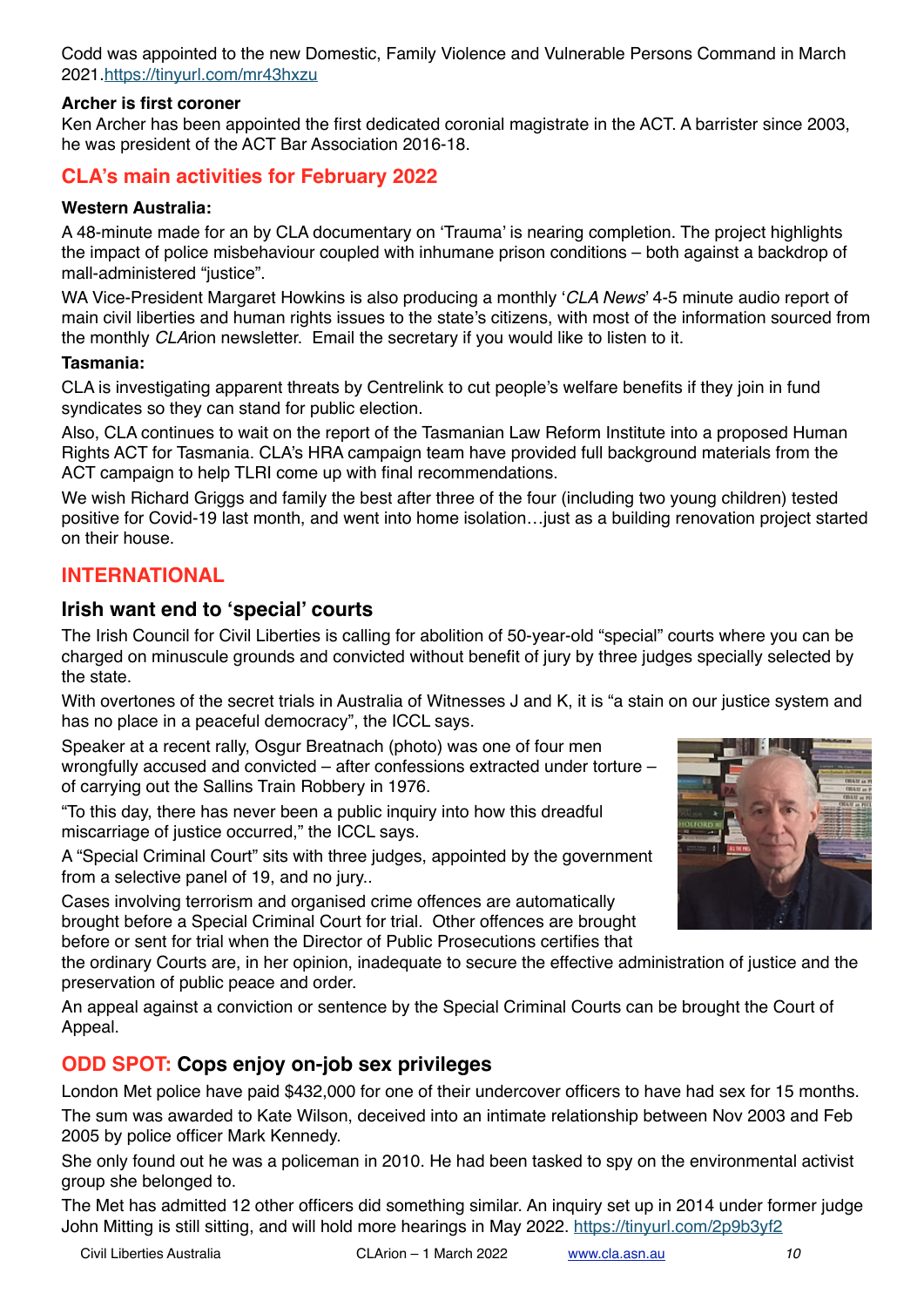Codd was appointed to the new Domestic, Family Violence and Vulnerable Persons Command in March 2021.https://tinyurl.com/mr43hxzu

**Archer is first coroner**

Ken Archer has been appointed the first dedicated coronial magistrate in the ACT. A barrister since 2003, he was president of the ACT Bar Association 2016-18.

## CLA's main activities for February 2022

**Western Australia:**

A 48-minute made for an by CLA documentary on 'Trauma' is nearing completion. The project highlights the impact of police misbehaviour coupled with inhumane prison conditions – both against a backdrop of mall-administered "justice".

WA Vice-President Margaret Howkins is also producing a monthly '*CLA News*' 4-5 minute audio report of main civil liberties and human rights issues to the state's citizens, with most of the information sourced from the monthly *CLA*rion newsletter. Email the secretary if you would like to listen to it.

**Tasmania:**

CLA is investigating apparent threats by Centrelink to cut people's welfare benefits if they join in fund syndicates so they can stand for public election.

Also, CLA continues to wait on the report of the Tasmanian Law Reform Institute into a proposed Human Rights ACT for Tasmania. CLA's HRA campaign team have provided full background materials from the ACT campaign to help TLRI come up with final recommendations.

We wish Richard Griggs and family the best after three of the four (including two young children) tested positive for Covid-19 last month, and went into home isolation…just as a building renovation project started on their house.

## INTERNATIONAL

### Irish want end to 'special' courts

The Irish Council for Civil Liberties is calling for abolition of 50-year-old "special" courts where you can be charged on minuscule grounds and convicted without benefit of jury by three judges specially selected by the state.

With overtones of the secret trials in Australia of Witnesses J and K, it is "a stain on our justice system and has no place in a peaceful democracy", the ICCL says.

Speaker at a recent rally, Osgur Breatnach (photo) was one of four men wrongfully accused and convicted – after confessions extracted under torture – of carrying out the Sallins Train Robbery in 1976.

"To this day, there has never been a public inquiry into how this dreadful miscarriage of justice occurred," the ICCL says.

A "Special Criminal Court" sits with three judges, appointed by the government from a selective panel of 19, and no jury..

Cases involving terrorism and organised crime offences are automatically brought before a Special Criminal Court for trial. Other offences are brought before or sent for trial when the Director of Public Prosecutions certifies that the ordinary Courts are, in her opinion, inadequate to secure the effective administration of justice and the preservation of public peace and order.

An appeal against a conviction or sentence by the Special Criminal Courts can be brought the Court of Appeal.

## ODD SPOT: Cops enjoy on-job sex privileges

London Met police have paid $432,000 for one of their undercover officers to have had sex for 15 months.

The sum was awarded to Kate Wilson, deceived into an intimate relationship between Nov 2003 and Feb 2005 by police officer Mark Kennedy.

She only found out he was a policeman in 2010. He had been tasked to spy on the environmental activist group she belonged to.

The Met has admitted 12 other officers did something similar. An inquiry set up in 2014 under former judge John Mitting is still sitting, and will hold more hearings in May 2022. https://tinyurl.com/2p9b3yf2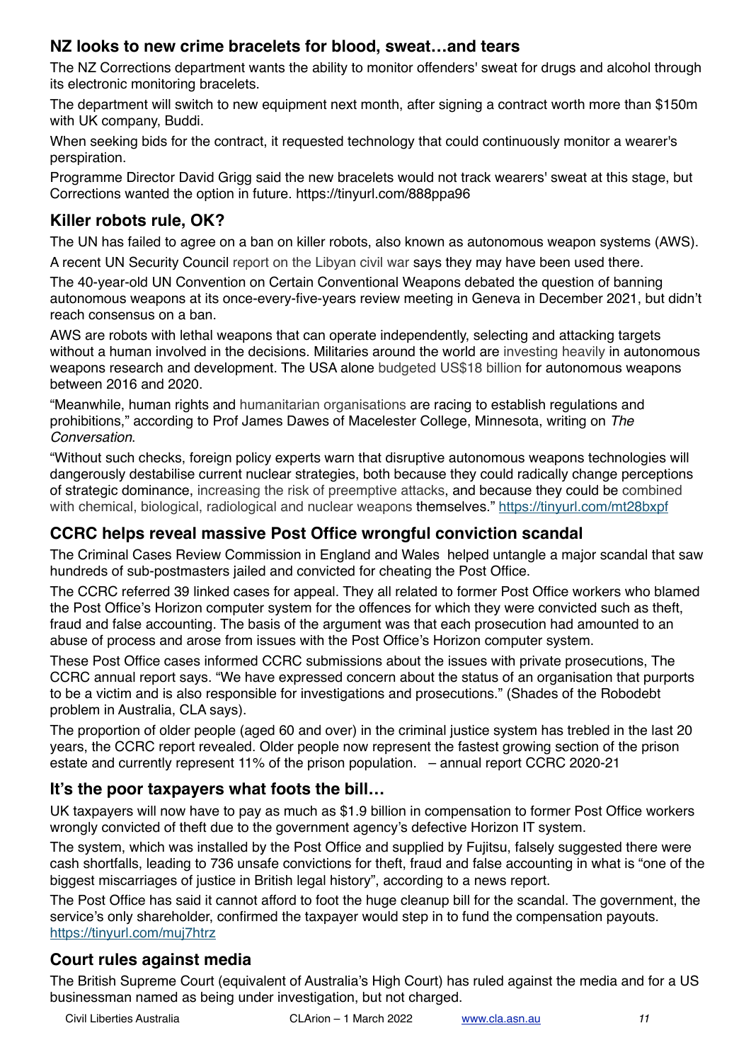## NZ looks to new crime bracelets for blood, sweat…and tears

The NZ Corrections department wants the ability to monitor offenders' sweat for drugs and alcohol through its electronic monitoring bracelets.

The department will switch to new equipment next month, after signing a contract worth more than $150m with UK company, Buddi.

When seeking bids for the contract, it requested technology that could continuously monitor a wearer's perspiration.

Programme Director David Grigg said the new bracelets would not track wearers' sweat at this stage, but Corrections wanted the option in future. https://tinyurl.com/888ppa96

## Killer robots rule, OK?

The UN has failed to agree on a ban on killer robots, also known as autonomous weapon systems (AWS).

A recent UN Security Council report on the Libyan civil war says they may have been used there.

The 40-year-old UN Convention on Certain Conventional Weapons debated the question of banning autonomous weapons at its once-every-five-years review meeting in Geneva in December 2021, but didn't reach consensus on a ban.

AWS are robots with lethal weapons that can operate independently, selecting and attacking targets without a human involved in the decisions. Militaries around the world are investing heavily in autonomous weapons research and development. The USA alone budgeted US$18 billion for autonomous weapons between 2016 and 2020.

"Meanwhile, human rights and humanitarian organisations are racing to establish regulations and prohibitions," according to Prof James Dawes of Macelester College, Minnesota, writing on *The Conversation*.

"Without such checks, foreign policy experts warn that disruptive autonomous weapons technologies will dangerously destabilise current nuclear strategies, both because they could radically change perceptions of strategic dominance, increasing the risk of preemptive attacks, and because they could be combined with chemical, biological, radiological and nuclear weapons themselves." https://tinyurl.com/mt28bxpf

## CCRC helps reveal massive Post Office wrongful conviction scandal

The Criminal Cases Review Commission in England and Wales helped untangle a major scandal that saw hundreds of sub-postmasters jailed and convicted for cheating the Post Office.

The CCRC referred 39 linked cases for appeal. They all related to former Post Office workers who blamed the Post Office's Horizon computer system for the offences for which they were convicted such as theft, fraud and false accounting. The basis of the argument was that each prosecution had amounted to an abuse of process and arose from issues with the Post Office's Horizon computer system.

These Post Office cases informed CCRC submissions about the issues with private prosecutions, The CCRC annual report says. "We have expressed concern about the status of an organisation that purports to be a victim and is also responsible for investigations and prosecutions." (Shades of the Robodebt problem in Australia, CLA says).

The proportion of older people (aged 60 and over) in the criminal justice system has trebled in the last 20 years, the CCRC report revealed. Older people now represent the fastest growing section of the prison estate and currently represent 11% of the prison population. – annual report CCRC 2020-21

## It's the poor taxpayers what foots the bill…

UK taxpayers will now have to pay as much as $1.9 billion in compensation to former Post Office workers wrongly convicted of theft due to the government agency's defective Horizon IT system.

The system, which was installed by the Post Office and supplied by Fujitsu, falsely suggested there were cash shortfalls, leading to 736 unsafe convictions for theft, fraud and false accounting in what is "one of the biggest miscarriages of justice in British legal history", according to a news report.

The Post Office has said it cannot afford to foot the huge cleanup bill for the scandal. The government, the service's only shareholder, confirmed the taxpayer would step in to fund the compensation payouts. https://tinyurl.com/muj7htrz

## Court rules against media

The British Supreme Court (equivalent of Australia's High Court) has ruled against the media and for a US businessman named as being under investigation, but not charged.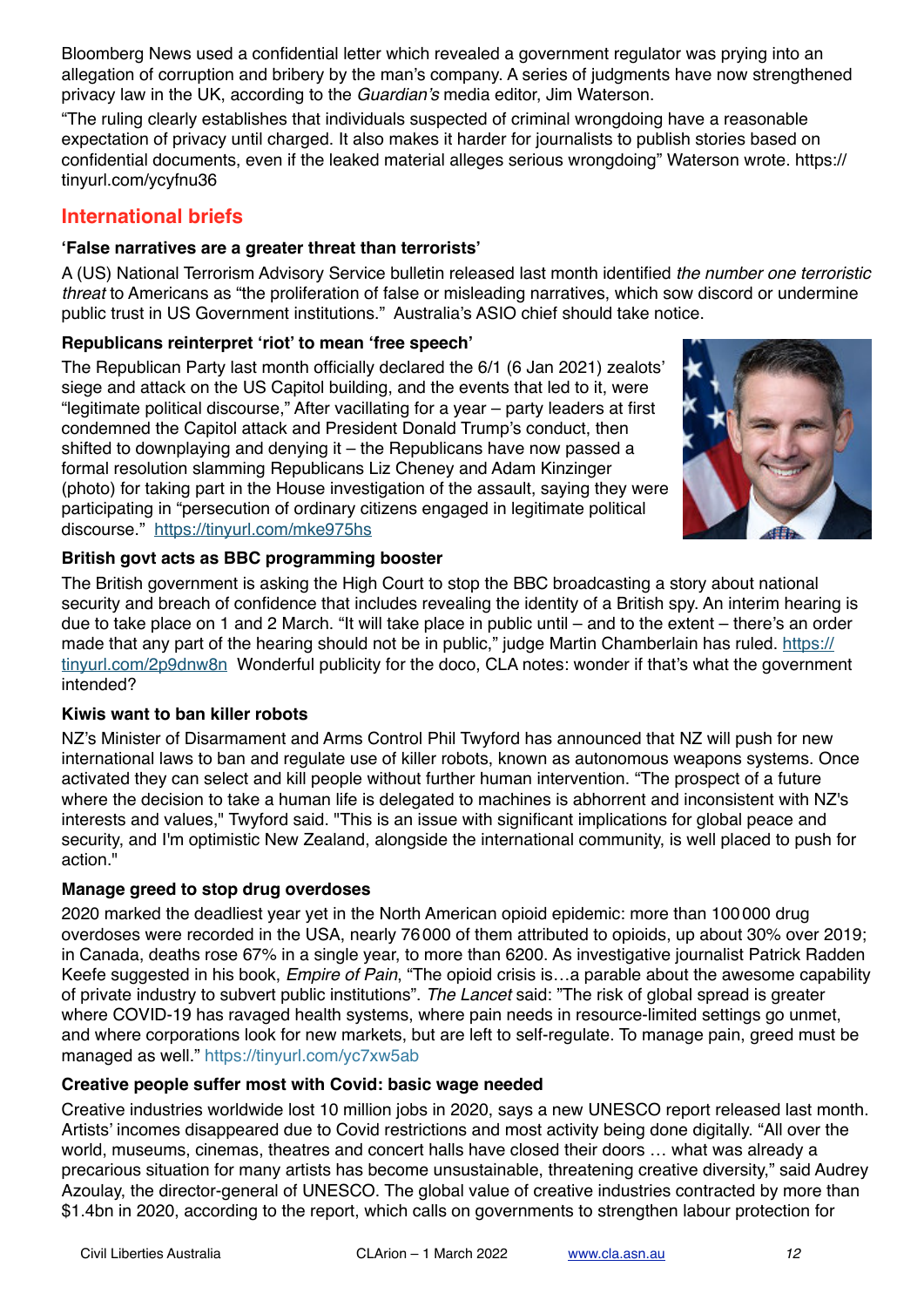Bloomberg News used a confidential letter which revealed a government regulator was prying into an allegation of corruption and bribery by the man's company. A series of judgments have now strengthened privacy law in the UK, according to the *Guardian's* media editor, Jim Waterson.

"The ruling clearly establishes that individuals suspected of criminal wrongdoing have a reasonable expectation of privacy until charged. It also makes it harder for journalists to publish stories based on confidential documents, even if the leaked material alleges serious wrongdoing" Waterson wrote. https://tinyurl.com/ycyfnu36

## International briefs

**'False narratives are a greater threat than terrorists'**

A (US) National Terrorism Advisory Service bulletin released last month identified *the number one terroristic threat* to Americans as "the proliferation of false or misleading narratives, which sow discord or undermine public trust in US Government institutions." Australia's ASIO chief should take notice.

**Republicans reinterpret 'riot' to mean 'free speech'**

The Republican Party last month officially declared the 6/1 (6 Jan 2021) zealots' siege and attack on the US Capitol building, and the events that led to it, were "legitimate political discourse," After vacillating for a year – party leaders at first condemned the Capitol attack and President Donald Trump's conduct, then shifted to downplaying and denying it – the Republicans have now passed a formal resolution slamming Republicans Liz Cheney and Adam Kinzinger (photo) for taking part in the House investigation of the assault, saying they were participating in "persecution of ordinary citizens engaged in legitimate political discourse." https://tinyurl.com/mke975hs

**British govt acts as BBC programming booster**

The British government is asking the High Court to stop the BBC broadcasting a story about national security and breach of confidence that includes revealing the identity of a British spy. An interim hearing is due to take place on 1 and 2 March. "It will take place in public until – and to the extent – there's an order made that any part of the hearing should not be in public," judge Martin Chamberlain has ruled. https://tinyurl.com/2p9dnw8n Wonderful publicity for the doco, CLA notes: wonder if that's what the government intended?

**Kiwis want to ban killer robots**

NZ's Minister of Disarmament and Arms Control Phil Twyford has announced that NZ will push for new international laws to ban and regulate use of killer robots, known as autonomous weapons systems. Once activated they can select and kill people without further human intervention. "The prospect of a future where the decision to take a human life is delegated to machines is abhorrent and inconsistent with NZ's interests and values," Twyford said. "This is an issue with significant implications for global peace and security, and I'm optimistic New Zealand, alongside the international community, is well placed to push for action."

**Manage greed to stop drug overdoses**

2020 marked the deadliest year yet in the North American opioid epidemic: more than 100 000 drug overdoses were recorded in the USA, nearly 76 000 of them attributed to opioids, up about 30% over 2019; in Canada, deaths rose 67% in a single year, to more than 6200. As investigative journalist Patrick Radden Keefe suggested in his book, *Empire of Pain*, "The opioid crisis is…a parable about the awesome capability of private industry to subvert public institutions". *The Lancet* said: "The risk of global spread is greater where COVID-19 has ravaged health systems, where pain needs in resource-limited settings go unmet, and where corporations look for new markets, but are left to self-regulate. To manage pain, greed must be managed as well." https://tinyurl.com/yc7xw5ab

**Creative people suffer most with Covid: basic wage needed**

Creative industries worldwide lost 10 million jobs in 2020, says a new UNESCO report released last month. Artists' incomes disappeared due to Covid restrictions and most activity being done digitally. "All over the world, museums, cinemas, theatres and concert halls have closed their doors … what was already a precarious situation for many artists has become unsustainable, threatening creative diversity," said Audrey Azoulay, the director-general of UNESCO. The global value of creative industries contracted by more than $1.4bn in 2020, according to the report, which calls on governments to strengthen labour protection for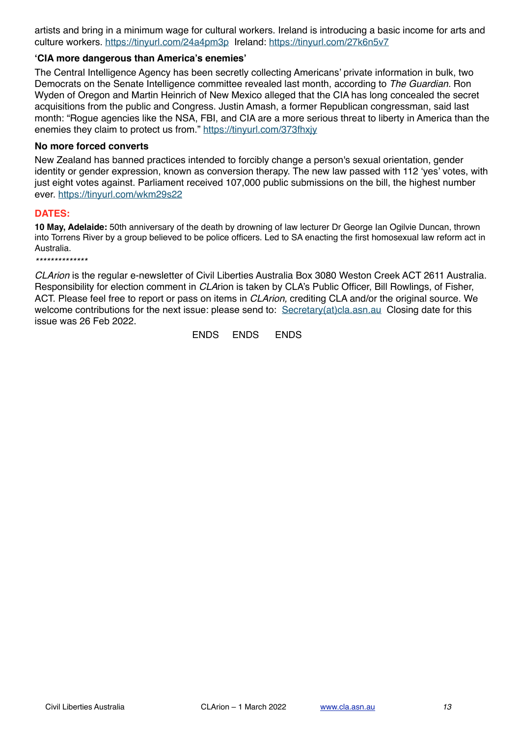artists and bring in a minimum wage for cultural workers. Ireland is introducing a basic income for arts and culture workers. https://tinyurl.com/24a4pm3p  Ireland: https://tinyurl.com/27k6n5v7

**'CIA more dangerous than America's enemies'**

The Central Intelligence Agency has been secretly collecting Americans' private information in bulk, two Democrats on the Senate Intelligence committee revealed last month, according to *The Guardian.* Ron Wyden of Oregon and Martin Heinrich of New Mexico alleged that the CIA has long concealed the secret acquisitions from the public and Congress. Justin Amash, a former Republican congressman, said last month: "Rogue agencies like the NSA, FBI, and CIA are a more serious threat to liberty in America than the enemies they claim to protect us from." https://tinyurl.com/373fhxjy

**No more forced converts**

New Zealand has banned practices intended to forcibly change a person's sexual orientation, gender identity or gender expression, known as conversion therapy. The new law passed with 112 'yes' votes, with just eight votes against. Parliament received 107,000 public submissions on the bill, the highest number ever. https://tinyurl.com/wkm29s22

**DATES:**

**10 May, Adelaide:** 50th anniversary of the death by drowning of law lecturer Dr George Ian Ogilvie Duncan, thrown into Torrens River by a group believed to be police officers. Led to SA enacting the first homosexual law reform act in Australia.

**************

*CLArion* is the regular e-newsletter of Civil Liberties Australia Box 3080 Weston Creek ACT 2611 Australia. Responsibility for election comment in *CLA*rion is taken by CLA's Public Officer, Bill Rowlings, of Fisher, ACT. Please feel free to report or pass on items in *CLArion,* crediting CLA and/or the original source. We welcome contributions for the next issue: please send to: Secretary(at)cla.asn.au  Closing date for this issue was 26 Feb 2022.

ENDS ENDS ENDS